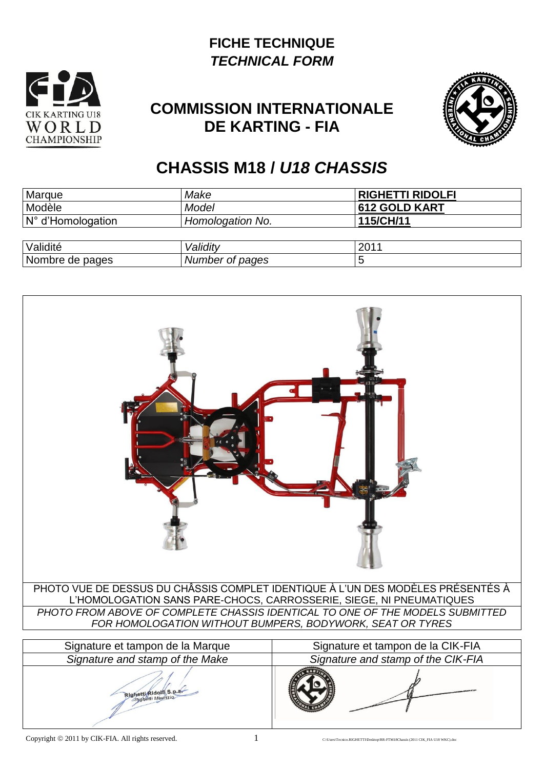# FICHE TECHNIQUE
## *TECHNICAL FORM*

CIK KARTING U18 WORLD CHAMPIONSHIP

## COMMISSION INTERNATIONALE DE KARTING - FIA

## CHASSIS M18 / *U18 CHASSIS*

| Marque | *Make* | **RIGHETTI RIDOLFI** |
|---|---|---|
| Modèle | *Model* | **612 GOLD KART** |
| N° d'Homologation | *Homologation No.* | **115/CH/11** |

| Validité | *Validity* | 2011 |
|---|---|---|
| Nombre de pages | *Number of pages* | 5 |

PHOTO VUE DE DESSUS DU CHÂSSIS COMPLET IDENTIQUE À L'UN DES MODÈLES PRÉSENTÉS À L'HOMOLOGATION SANS PARE-CHOCS, CARROSSERIE, SIEGE, NI PNEUMATIQUES

*PHOTO FROM ABOVE OF COMPLETE CHASSIS IDENTICAL TO ONE OF THE MODELS SUBMITTED FOR HOMOLOGATION WITHOUT BUMPERS, BODYWORK, SEAT OR TYRES*

| Signature et tampon de la Marque | Signature et tampon de la CIK-FIA |
|---|---|
| *Signature and stamp of the Make* | *Signature and stamp of the CIK-FIA* |
| Righetti Ridolfi S.p.a. Righetti Maurizio | |

Copyright © 2011 by CIK-FIA. All rights reserved.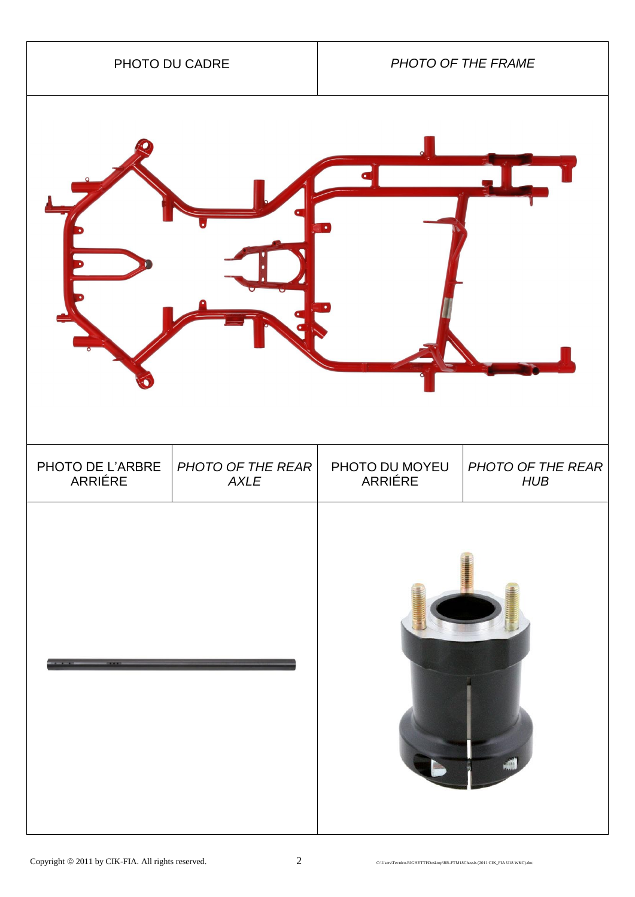| PHOTO DU CADRE | *PHOTO OF THE FRAME* |
|---|---|
| | |

| PHOTO DE L'ARBRE ARRIÉRE | *PHOTO OF THE REAR AXLE* | PHOTO DU MOYEU ARRIÉRE | *PHOTO OF THE REAR HUB* |
|---|---|---|---|
| | | | |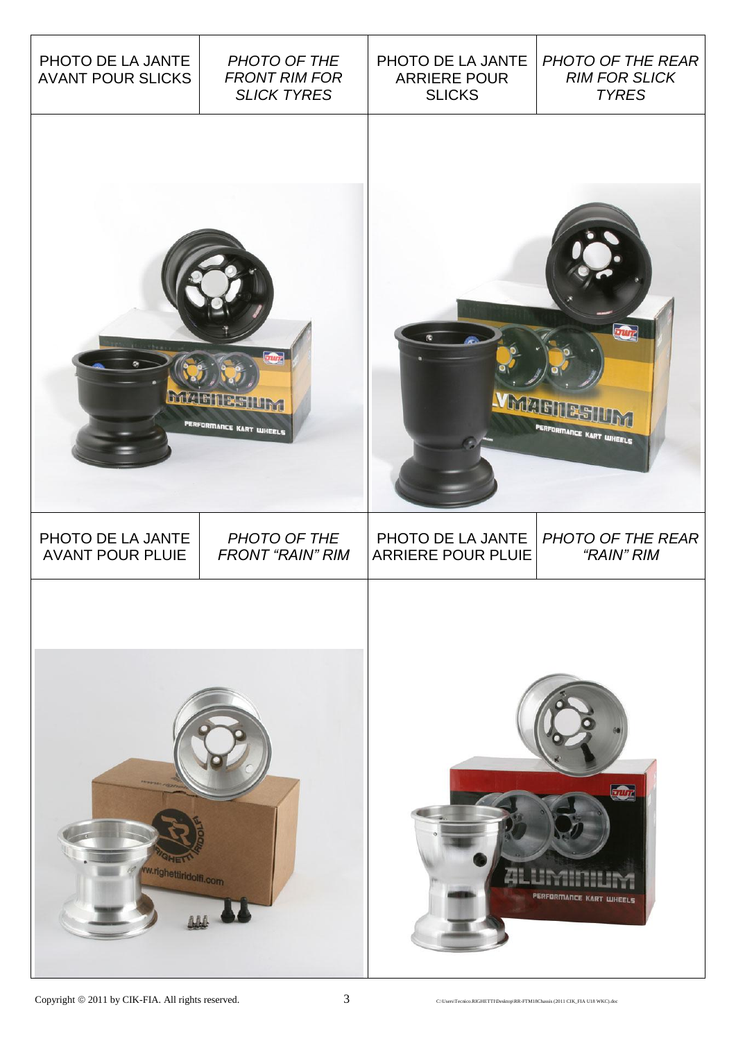| PHOTO DE LA JANTE AVANT POUR SLICKS | *PHOTO OF THE FRONT RIM FOR SLICK TYRES* | PHOTO DE LA JANTE ARRIERE POUR SLICKS | *PHOTO OF THE REAR RIM FOR SLICK TYRES* |
| --- | --- | --- | --- |
| | | | |
| PHOTO DE LA JANTE AVANT POUR PLUIE | *PHOTO OF THE FRONT "RAIN" RIM* | PHOTO DE LA JANTE ARRIERE POUR PLUIE | *PHOTO OF THE REAR "RAIN" RIM* |
| | | | |

Copyright © 2011 by CIK-FIA. All rights reserved.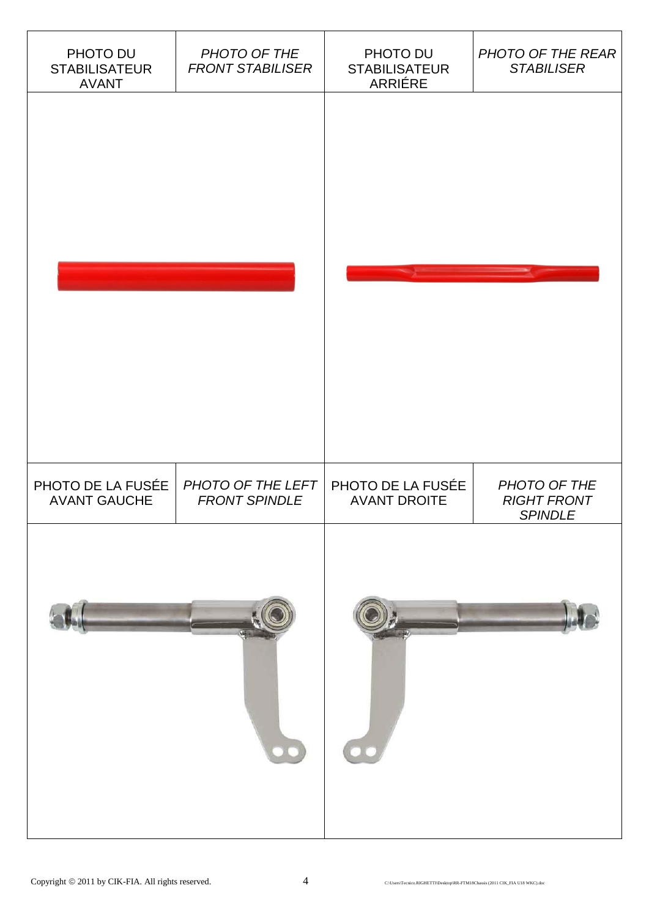| PHOTO DU STABILISATEUR AVANT | *PHOTO OF THE FRONT STABILISER* | PHOTO DU STABILISATEUR ARRIÉRE | *PHOTO OF THE REAR STABILISER* |
|---|---|---|---|
| | | | |
| PHOTO DE LA FUSÉE AVANT GAUCHE | *PHOTO OF THE LEFT FRONT SPINDLE* | PHOTO DE LA FUSÉE AVANT DROITE | *PHOTO OF THE RIGHT FRONT SPINDLE* |
| | | | |

Copyright © 2011 by CIK-FIA. All rights reserved.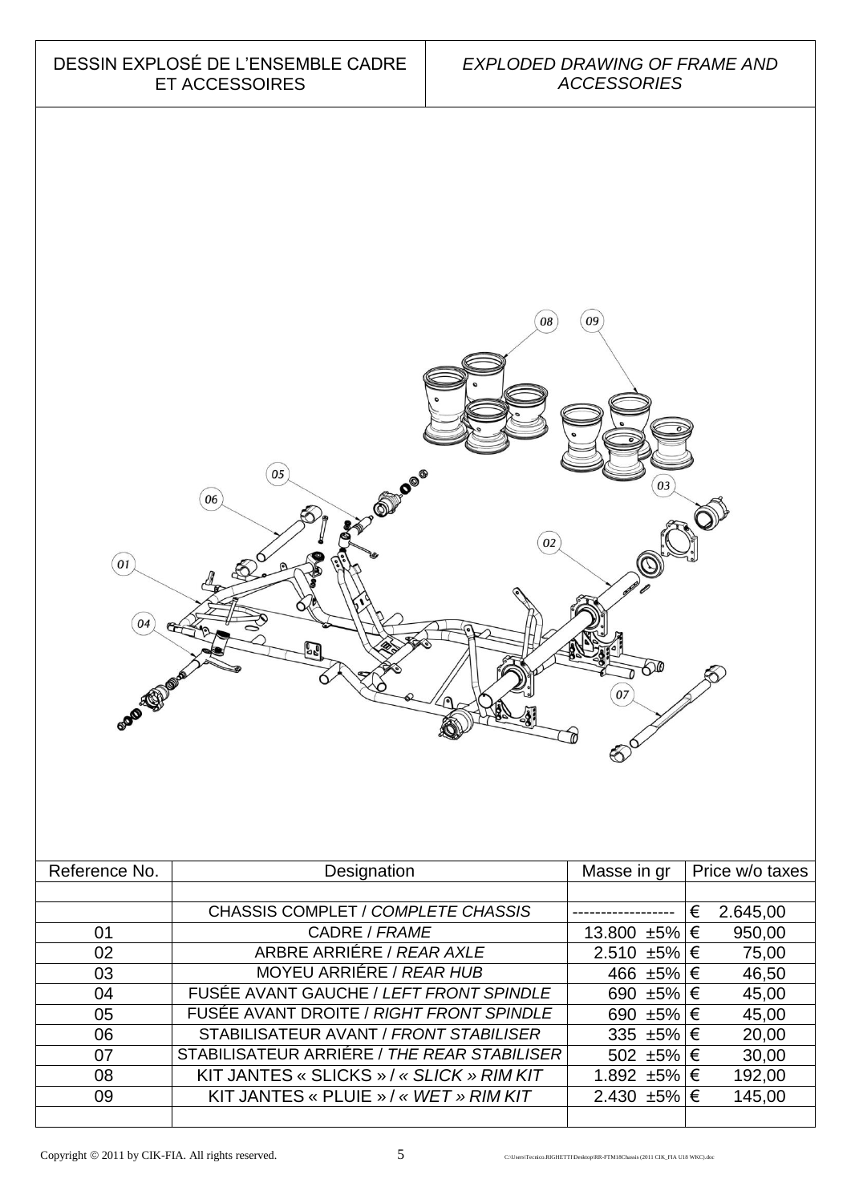| DESSIN EXPLOSÉ DE L'ENSEMBLE CADRE ET ACCESSOIRES | *EXPLODED DRAWING OF FRAME AND ACCESSORIES* |
|---|---|

08
09
05
03
06
02
01
04
07

| Reference No. | Designation | Masse in gr | Price w/o taxes |
|---|---|---|---|
| | | | |
| | CHASSIS COMPLET / *COMPLETE CHASSIS* | ------------------ | € 2.645,00 |
| 01 | CADRE / *FRAME* | 13.800 ±5% | € 950,00 |
| 02 | ARBRE ARRIÉRE / *REAR AXLE* | 2.510 ±5% | € 75,00 |
| 03 | MOYEU ARRIÉRE / *REAR HUB* | 466 ±5% | € 46,50 |
| 04 | FUSÉE AVANT GAUCHE / *LEFT FRONT SPINDLE* | 690 ±5% | € 45,00 |
| 05 | FUSÉE AVANT DROITE / *RIGHT FRONT SPINDLE* | 690 ±5% | € 45,00 |
| 06 | STABILISATEUR AVANT / *FRONT STABILISER* | 335 ±5% | € 20,00 |
| 07 | STABILISATEUR ARRIÉRE / *THE REAR STABILISER* | 502 ±5% | € 30,00 |
| 08 | KIT JANTES « SLICKS » / *« SLICK » RIM KIT* | 1.892 ±5% | € 192,00 |
| 09 | KIT JANTES « PLUIE » / *« WET » RIM KIT* | 2.430 ±5% | € 145,00 |
| | | | |

Copyright © 2011 by CIK-FIA. All rights reserved.